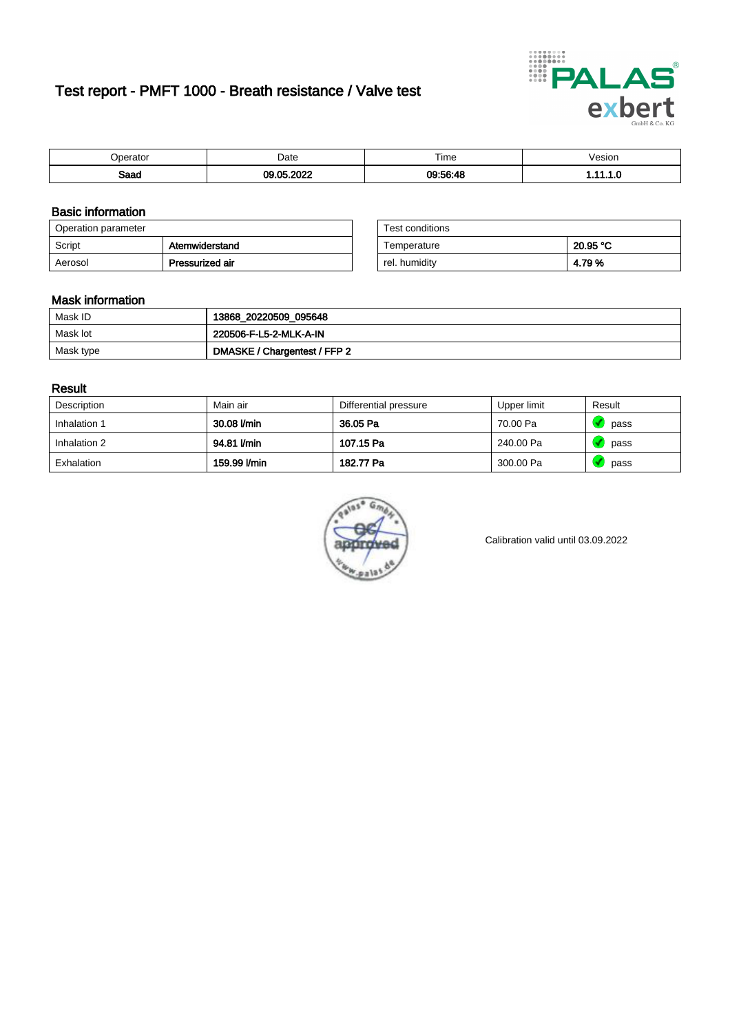# Test report - PMFT 1000 - Breath resistance / Valve test

| Operator | Date | Time | Vesion |
|---|---|---|---|
| **Saad** | **09.05.2022** | **09:56:48** | **1.11.1.0** |

## Basic information

| Operation parameter | |
|---|---|
| Script | **Atemwiderstand** |
| Aerosol | **Pressurized air** |

| Test conditions | |
|---|---|
| Temperature | **20.95 °C** |
| rel. humidity | **4.79 %** |

## Mask information

| | |
|---|---|
| Mask ID | **13868_20220509_095648** |
| Mask lot | **220506-F-L5-2-MLK-A-IN** |
| Mask type | **DMASKE / Chargentest / FFP 2** |

## Result

| Description | Main air | Differential pressure | Upper limit | Result |
|---|---|---|---|---|
| Inhalation 1 | **30.08 l/min** | **36.05 Pa** | 70.00 Pa | pass |
| Inhalation 2 | **94.81 l/min** | **107.15 Pa** | 240.00 Pa | pass |
| Exhalation | **159.99 l/min** | **182.77 Pa** | 300.00 Pa | pass |

Calibration valid until 03.09.2022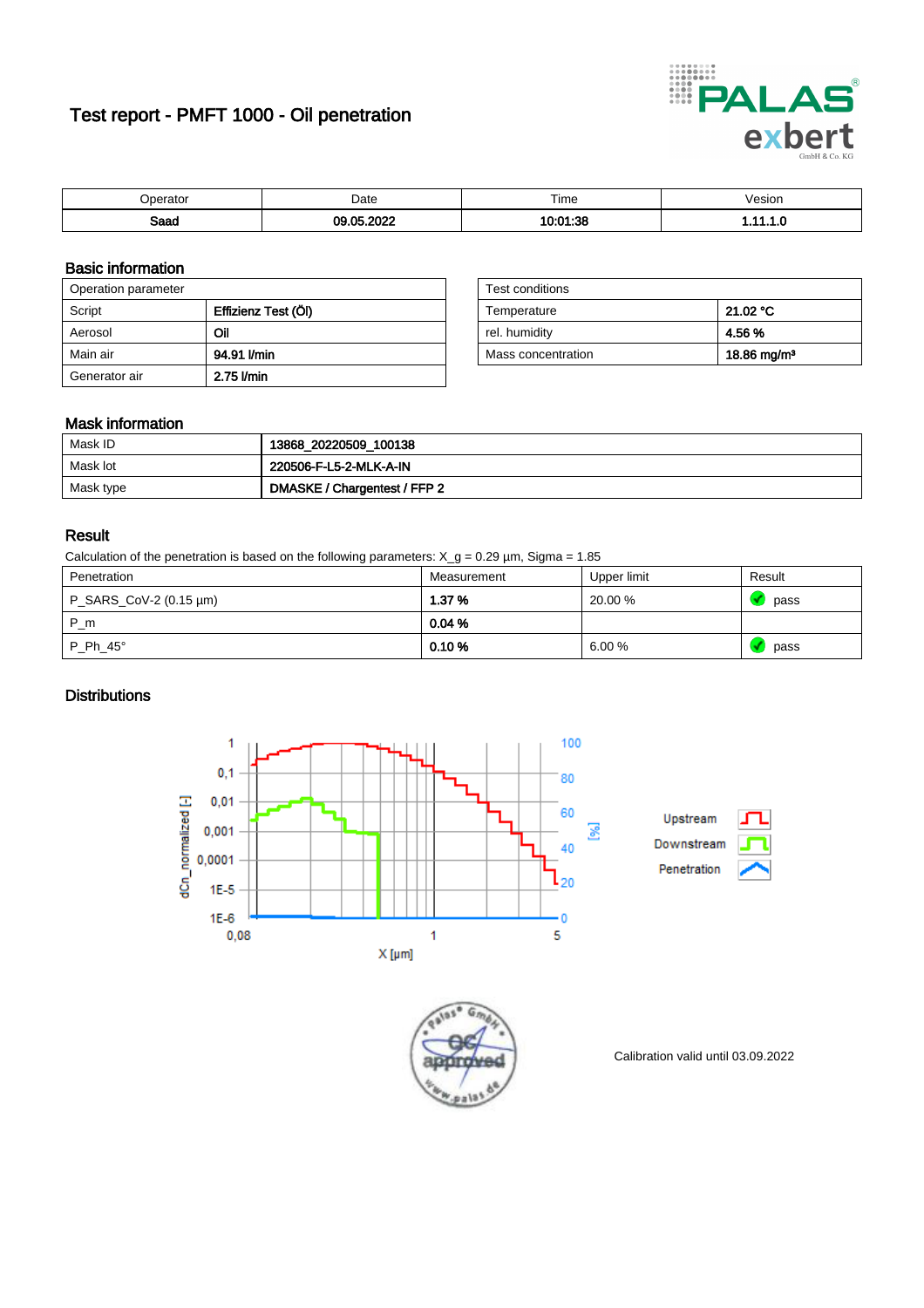# Test report - PMFT 1000 - Oil penetration

| Operator | Date | Time | Vesion |
|---|---|---|---|
| **Saad** | **09.05.2022** | **10:01:38** | **1.11.1.0** |

## Basic information

| Operation parameter | |
|---|---|
| Script | **Effizienz Test (Öl)** |
| Aerosol | **Oil** |
| Main air | **94.91 l/min** |
| Generator air | **2.75 l/min** |

| Test conditions | |
|---|---|
| Temperature | **21.02 °C** |
| rel. humidity | **4.56 %** |
| Mass concentration | **18.86 mg/m³** |

## Mask information

| | |
|---|---|
| Mask ID | **13868_20220509_100138** |
| Mask lot | **220506-F-L5-2-MLK-A-IN** |
| Mask type | **DMASKE / Chargentest / FFP 2** |

## Result

Calculation of the penetration is based on the following parameters: X_g = 0.29 µm, Sigma = 1.85

| Penetration | Measurement | Upper limit | Result |
|---|---|---|---|
| P_SARS_CoV-2 (0.15 µm) | **1.37 %** | 20.00 % | pass |
| P_m | **0.04 %** | | |
| P_Ph_45° | **0.10 %** | 6.00 % | pass |

## Distributions

dCn_normalized [-]
1
0,1
0,01
0,001
0,0001
1E-5
1E-6
0,08
1
5
X [µm]
[%]
100
80
60
40
20
0
Upstream
Downstream
Penetration

Palas® GmbH QC approved www.palas.de

Calibration valid until 03.09.2022